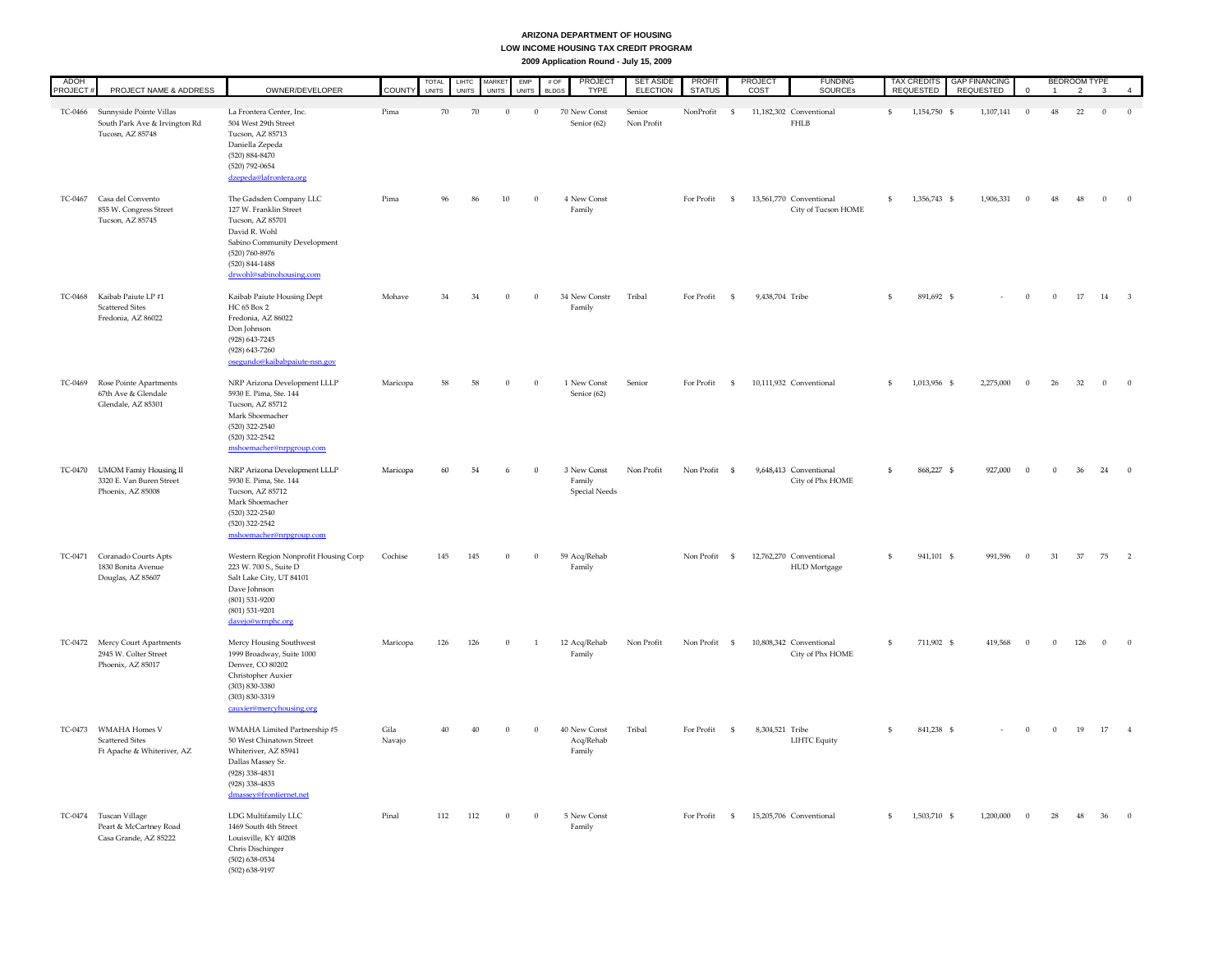**ARIZONA DEPARTMENT OF HOUSING**
**LOW INCOME HOUSING TAX CREDIT PROGRAM**
**2009 Application Round - July 15, 2009**

| ADOH PROJECT # | PROJECT NAME & ADDRESS | OWNER/DEVELOPER | COUNTY | TOTAL UNITS | LIHTC UNITS | MARKET UNITS | EMP UNITS | # OF BLDGS | PROJECT TYPE | SET ASIDE ELECTION | PROFIT STATUS | PROJECT COST | FUNDING SOURCEs | TAX CREDITS REQUESTED | GAP FINANCING REQUESTED | BEDROOM TYPE 0 | 1 | 2 | 3 | 4 |
|---|---|---|---|---|---|---|---|---|---|---|---|---|---|---|---|---|---|---|---|---|
| TC-0466 | Sunnyside Pointe Villas<br>South Park Ave & Irvington Rd<br>Tucosn, AZ 85748 | La Frontera Center, Inc.<br>504 West 29th Street<br>Tucson, AZ 85713<br>Daniella Zepeda<br>(520) 884-8470<br>(520) 792-0654<br>dzepeda@lafrontera.org | Pima | 70 | 70 | 0 | 0 | 70 | New Const Senior (62) | Senior Non Profit | NonProfit | $ 11,182,302 | Conventional<br>FHLB | $ 1,154,750 | $ 1,107,141 | 0 | 48 | 22 | 0 | 0 |
| TC-0467 | Casa del Convento<br>855 W. Congress Street<br>Tucson, AZ 85745 | The Gadsden Company LLC<br>127 W. Franklin Street<br>Tucson, AZ 85701<br>David R. Wohl<br>Sabino Community Development<br>(520) 760-8976<br>(520) 844-1488<br>drwohl@sabinohousing.com | Pima | 96 | 86 | 10 | 0 | 4 | New Const Family | | For Profit | $ 13,561,770 | Conventional<br>City of Tucson HOME | $ 1,356,743 | $ 1,906,331 | 0 | 48 | 48 | 0 | 0 |
| TC-0468 | Kaibab Paiute LP #1<br>Scattered Sites<br>Fredonia, AZ 86022 | Kaibab Paiute Housing Dept<br>HC 65 Box 2<br>Fredonia, AZ 86022<br>Don Johnson<br>(928) 643-7245<br>(928) 643-7260<br>osegundo@kaibabpaiute-nsn.gov | Mohave | 34 | 34 | 0 | 0 | 34 | New Constr Family | Tribal | For Profit | $ 9,438,704 | Tribe | $ 891,692 | $ - | 0 | 0 | 17 | 14 | 3 |
| TC-0469 | Rose Pointe Apartments<br>67th Ave & Glendale<br>Glendale, AZ 85301 | NRP Arizona Development LLLP<br>5930 E. Pima, Ste. 144<br>Tucson, AZ 85712<br>Mark Shoemacher<br>(520) 322-2540<br>(520) 322-2542<br>mshoemacher@nrpgroup.com | Maricopa | 58 | 58 | 0 | 0 | 1 | New Const Senior (62) | Senior | For Profit | $ 10,111,932 | Conventional | $ 1,013,956 | $ 2,275,000 | 0 | 26 | 32 | 0 | 0 |
| TC-0470 | UMOM Famiy Housing II<br>3320 E. Van Buren Street<br>Phoenix, AZ 85008 | NRP Arizona Development LLLP<br>5930 E. Pima, Ste. 144<br>Tucson, AZ 85712<br>Mark Shoemacher<br>(520) 322-2540<br>(520) 322-2542<br>mshoemacher@nrpgroup.com | Maricopa | 60 | 54 | 6 | 0 | 3 | New Const Family Special Needs | Non Profit | Non Profit | $ 9,648,413 | Conventional<br>City of Phx HOME | $ 868,227 | $ 927,000 | 0 | 0 | 36 | 24 | 0 |
| TC-0471 | Coranado Courts Apts<br>1830 Bonita Avenue<br>Douglas, AZ 85607 | Western Region Nonprofit Housing Corp<br>223 W. 700 S., Suite D<br>Salt Lake City, UT 84101<br>Dave Johnson<br>(801) 531-9200<br>(801) 531-9201<br>davejo@wrnphc.org | Cochise | 145 | 145 | 0 | 0 | 59 | Acq/Rehab Family | | Non Profit | $ 12,762,270 | Conventional<br>HUD Mortgage | $ 941,101 | $ 991,596 | 0 | 31 | 37 | 75 | 2 |
| TC-0472 | Mercy Court Apartments<br>2945 W. Colter Street<br>Phoenix, AZ 85017 | Mercy Housing Southwest<br>1999 Broadway, Suite 1000<br>Denver, CO 80202<br>Christopher Auxier<br>(303) 830-3380<br>(303) 830-3319<br>cauxier@mercyhousing.org | Maricopa | 126 | 126 | 0 | 1 | 12 | Acq/Rehab Family | Non Profit | Non Profit | $ 10,808,342 | Conventional<br>City of Phx HOME | $ 711,902 | $ 419,568 | 0 | 0 | 126 | 0 | 0 |
| TC-0473 | WMAHA Homes V<br>Scattered Sites<br>Ft Apache & Whiteriver, AZ | WMAHA Limited Partnership #5<br>50 West Chinatown Street<br>Whiteriver, AZ 85941<br>Dallas Massey Sr.<br>(928) 338-4831<br>(928) 338-4835<br>dmassey@frontiernet.net | Gila Navajo | 40 | 40 | 0 | 0 | 40 | New Const Acq/Rehab Family | Tribal | For Profit | $ 8,304,521 | Tribe<br>LIHTC Equity | $ 841,238 | $ - | 0 | 0 | 19 | 17 | 4 |
| TC-0474 | Tuscan Village<br>Peart & McCartney Road<br>Casa Grande, AZ 85222 | LDG Multifamily LLC<br>1469 South 4th Street<br>Louisville, KY 40208<br>Chris Dischinger<br>(502) 638-0534<br>(502) 638-9197 | Pinal | 112 | 112 | 0 | 0 | 5 | New Const Family | | For Profit | $ 15,205,706 | Conventional | $ 1,503,710 | $ 1,200,000 | 0 | 28 | 48 | 36 | 0 |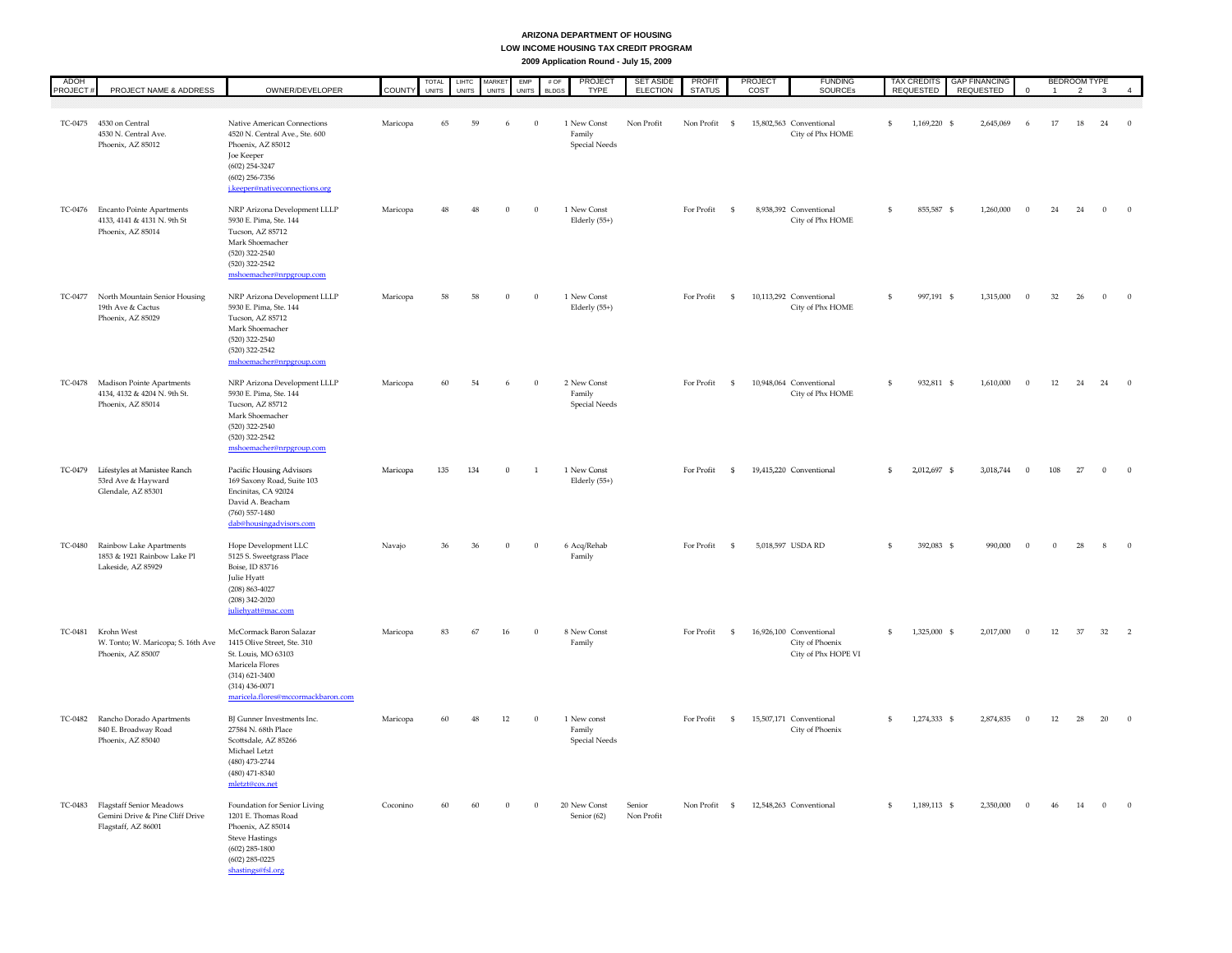# ARIZONA DEPARTMENT OF HOUSING
## LOW INCOME HOUSING TAX CREDIT PROGRAM
### 2009 Application Round - July 15, 2009

| ADOH PROJECT # | PROJECT NAME & ADDRESS | OWNER/DEVELOPER | COUNTY | TOTAL UNITS | LIHTC UNITS | MARKET UNITS | EMP UNITS | # OF BLDGS | PROJECT TYPE | SET ASIDE ELECTION | PROFIT STATUS | PROJECT COST | FUNDING SOURCEs | TAX CREDITS REQUESTED | GAP FINANCING REQUESTED | BEDROOM TYPE 0 | 1 | 2 | 3 | 4 |
|---|---|---|---|---|---|---|---|---|---|---|---|---|---|---|---|---|---|---|---|---|
| TC-0475 | 4530 on Central<br>4530 N. Central Ave.<br>Phoenix, AZ 85012 | Native American Connections<br>4520 N. Central Ave., Ste. 600<br>Phoenix, AZ 85012<br>Joe Keeper<br>(602) 254-3247<br>(602) 256-7356<br>j.keeper@nativeconnections.org | Maricopa | 65 | 59 | 6 | 0 | 1 | New Const<br>Family<br>Special Needs | Non Profit | Non Profit | $ 15,802,563 | Conventional<br>City of Phx HOME | $ 1,169,220 | $ 2,645,069 | 6 | 17 | 18 | 24 | 0 |
| TC-0476 | Encanto Pointe Apartments<br>4133, 4141 & 4131 N. 9th St<br>Phoenix, AZ 85014 | NRP Arizona Development LLLP<br>5930 E. Pima, Ste. 144<br>Tucson, AZ 85712<br>Mark Shoemacher<br>(520) 322-2540<br>(520) 322-2542<br>mshoemacher@nrpgroup.com | Maricopa | 48 | 48 | 0 | 0 | 1 | New Const<br>Elderly (55+) | | For Profit | $ 8,938,392 | Conventional<br>City of Phx HOME | $ 855,587 | $ 1,260,000 | 0 | 24 | 24 | 0 | 0 |
| TC-0477 | North Mountain Senior Housing<br>19th Ave & Cactus<br>Phoenix, AZ 85029 | NRP Arizona Development LLLP<br>5930 E. Pima, Ste. 144<br>Tucson, AZ 85712<br>Mark Shoemacher<br>(520) 322-2540<br>(520) 322-2542<br>mshoemacher@nrpgroup.com | Maricopa | 58 | 58 | 0 | 0 | 1 | New Const<br>Elderly (55+) | | For Profit | $ 10,113,292 | Conventional<br>City of Phx HOME | $ 997,191 | $ 1,315,000 | 0 | 32 | 26 | 0 | 0 |
| TC-0478 | Madison Pointe Apartments<br>4134, 4132 & 4204 N. 9th St.<br>Phoenix, AZ 85014 | NRP Arizona Development LLLP<br>5930 E. Pima, Ste. 144<br>Tucson, AZ 85712<br>Mark Shoemacher<br>(520) 322-2540<br>(520) 322-2542<br>mshoemacher@nrpgroup.com | Maricopa | 60 | 54 | 6 | 0 | 2 | New Const<br>Family<br>Special Needs | | For Profit | $ 10,948,064 | Conventional<br>City of Phx HOME | $ 932,811 | $ 1,610,000 | 0 | 12 | 24 | 24 | 0 |
| TC-0479 | Lifestyles at Manistee Ranch<br>53rd Ave & Hayward<br>Glendale, AZ 85301 | Pacific Housing Advisors<br>169 Saxony Road, Suite 103<br>Encinitas, CA 92024<br>David A. Beacham<br>(760) 557-1480<br>dab@housingadvisors.com | Maricopa | 135 | 134 | 0 | 1 | 1 | New Const<br>Elderly (55+) | | For Profit | $ 19,415,220 | Conventional | $ 2,012,697 | $ 3,018,744 | 0 | 108 | 27 | 0 | 0 |
| TC-0480 | Rainbow Lake Apartments<br>1853 & 1921 Rainbow Lake Pl<br>Lakeside, AZ 85929 | Hope Development LLC<br>5125 S. Sweetgrass Place<br>Boise, ID 83716<br>Julie Hyatt<br>(208) 863-4027<br>(208) 342-2020<br>juliehyatt@mac.com | Navajo | 36 | 36 | 0 | 0 | 6 | Acq/Rehab<br>Family | | For Profit | $ 5,018,597 | USDA RD | $ 392,083 | $ 990,000 | 0 | 0 | 28 | 8 | 0 |
| TC-0481 | Krohn West<br>W. Tonto; W. Maricopa; S. 16th Ave<br>Phoenix, AZ 85007 | McCormack Baron Salazar<br>1415 Olive Street, Ste. 310<br>St. Louis, MO 63103<br>Maricela Flores<br>(314) 621-3400<br>(314) 436-0071<br>maricela.flores@mccormackbaron.com | Maricopa | 83 | 67 | 16 | 0 | 8 | New Const<br>Family | | For Profit | $ 16,926,100 | Conventional<br>City of Phoenix<br>City of Phx HOPE VI | $ 1,325,000 | $ 2,017,000 | 0 | 12 | 37 | 32 | 2 |
| TC-0482 | Rancho Dorado Apartments<br>840 E. Broadway Road<br>Phoenix, AZ 85040 | BJ Gunner Investments Inc.<br>27584 N. 68th Place<br>Scottsdale, AZ 85266<br>Michael Letzt<br>(480) 473-2744<br>(480) 471-8340<br>mletzt@cox.net | Maricopa | 60 | 48 | 12 | 0 | 1 | New const<br>Family<br>Special Needs | | For Profit | $ 15,507,171 | Conventional<br>City of Phoenix | $ 1,274,333 | $ 2,874,835 | 0 | 12 | 28 | 20 | 0 |
| TC-0483 | Flagstaff Senior Meadows<br>Gemini Drive & Pine Cliff Drive<br>Flagstaff, AZ 86001 | Foundation for Senior Living<br>1201 E. Thomas Road<br>Phoenix, AZ 85014<br>Steve Hastings<br>(602) 285-1800<br>(602) 285-0225<br>shastings@fsl.org | Coconino | 60 | 60 | 0 | 0 | 20 | New Const<br>Senior (62) | Senior<br>Non Profit | Non Profit | $ 12,548,263 | Conventional | $ 1,189,113 | $ 2,350,000 | 0 | 46 | 14 | 0 | 0 |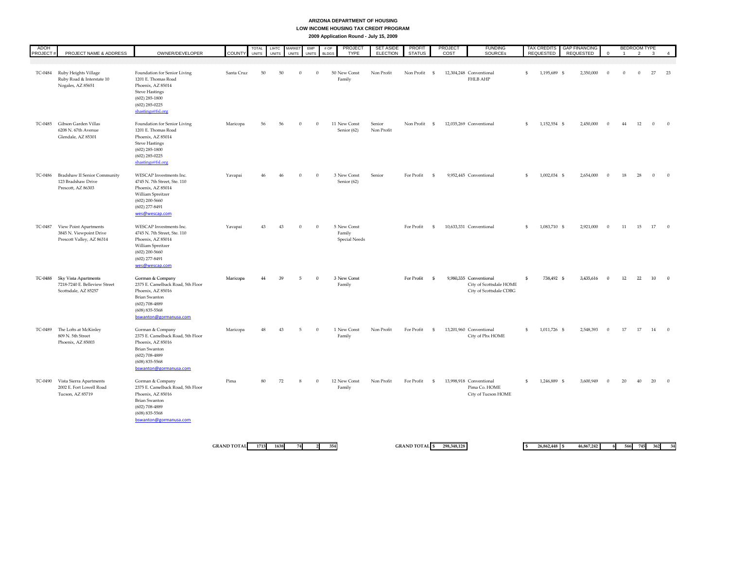**ARIZONA DEPARTMENT OF HOUSING**
**LOW INCOME HOUSING TAX CREDIT PROGRAM**
**2009 Application Round - July 15, 2009**

| ADOH PROJECT # | PROJECT NAME & ADDRESS | OWNER/DEVELOPER | COUNTY | TOTAL UNITS | LIHTC UNITS | MARKET UNITS | EMP UNITS | # OF BLDGS | PROJECT TYPE | SET ASIDE ELECTION | PROFIT STATUS | PROJECT COST | FUNDING SOURCEs | TAX CREDITS REQUESTED | GAP FINANCING REQUESTED | BEDROOM TYPE 0 | 1 | 2 | 3 | 4 |
|---|---|---|---|---|---|---|---|---|---|---|---|---|---|---|---|---|---|---|---|---|
| TC-0484 | Ruby Heights Village<br>Ruby Road & Interstate 10<br>Nogales, AZ 85651 | Foundation for Senior Living<br>1201 E. Thomas Road<br>Phoenix, AZ 85014<br>Steve Hastings<br>(602) 285-1800<br>(602) 285-0225<br>shastings@fsl.org | Santa Cruz | 50 | 50 | 0 | 0 | 50 | New Const<br>Family | Non Profit | Non Profit | $ 12,304,248 | Conventional<br>FHLB AHP | $ 1,195,689 | $ 2,350,000 | 0 | 0 | 0 | 27 | 23 |
| TC-0485 | Gibson Garden Villas<br>6208 N. 67th Avenue<br>Glendale, AZ 85301 | Foundation for Senior Living<br>1201 E. Thomas Road<br>Phoenix, AZ 85014<br>Steve Hastings<br>(602) 285-1800<br>(602) 285-0225<br>shastings@fsl.org | Maricopa | 56 | 56 | 0 | 0 | 11 | New Const<br>Senior (62) | Senior<br>Non Profit | Non Profit | $ 12,035,269 | Conventional | $ 1,152,554 | $ 2,450,000 | 0 | 44 | 12 | 0 | 0 |
| TC-0486 | Bradshaw II Senior Community<br>123 Bradshaw Drive<br>Prescott, AZ 86303 | WESCAP Investments Inc.<br>4745 N. 7th Street, Ste. 110<br>Phoenix, AZ 85014<br>William Spreitzer<br>(602) 200-5660<br>(602) 277-8491<br>wes@wescap.com | Yavapai | 46 | 46 | 0 | 0 | 3 | New Const<br>Senior (62) | Senior | For Profit | $ 9,952,445 | Conventional | $ 1,002,034 | $ 2,654,000 | 0 | 18 | 28 | 0 | 0 |
| TC-0487 | View Point Apartments<br>3845 N. Viewpoint Drive<br>Prescott Valley, AZ 86314 | WESCAP Investments Inc.<br>4745 N. 7th Street, Ste. 110<br>Phoenix, AZ 85014<br>William Spreitzer<br>(602) 200-5660<br>(602) 277-8491<br>wes@wescap.com | Yavapai | 43 | 43 | 0 | 0 | 5 | New Const<br>Family<br>Special Needs | | For Profit | $ 10,633,331 | Conventional | $ 1,083,710 | $ 2,921,000 | 0 | 11 | 15 | 17 | 0 |
| TC-0488 | Sky Vista Apartments<br>7218-7240 E. Belleview Street<br>Scottsdale, AZ 85257 | Gorman & Company<br>2375 E. Camelback Road, 5th Floor<br>Phoenix, AZ 85016<br>Brian Swanton<br>(602) 708-4889<br>(608) 835-5568<br>bswanton@gormanusa.com | Maricopa | 44 | 39 | 5 | 0 | 3 | New Const<br>Family | | For Profit | $ 9,980,335 | Conventional<br>City of Scottsdale HOME<br>City of Scottsdale CDBG | $ 738,492 | $ 3,435,616 | 0 | 12 | 22 | 10 | 0 |
| TC-0489 | The Lofts at McKinley<br>809 N. 5th Street<br>Phoenix, AZ 85003 | Gorman & Company<br>2375 E. Camelback Road, 5th Floor<br>Phoenix, AZ 85016<br>Brian Swanton<br>(602) 708-4889<br>(608) 835-5568<br>bswanton@gormanusa.com | Maricopa | 48 | 43 | 5 | 0 | 1 | New Const<br>Family | Non Profit | For Profit | $ 13,201,960 | Conventional<br>City of Phx HOME | $ 1,011,726 | $ 2,548,393 | 0 | 17 | 17 | 14 | 0 |
| TC-0490 | Vista Sierra Apartments<br>2002 E. Fort Lowell Road<br>Tucson, AZ 85719 | Gorman & Company<br>2375 E. Camelback Road, 5th Floor<br>Phoenix, AZ 85016<br>Brian Swanton<br>(602) 708-4889<br>(608) 835-5568<br>bswanton@gormanusa.com | Pima | 80 | 72 | 8 | 0 | 12 | New Const<br>Family | Non Profit | For Profit | $ 13,998,918 | Conventional<br>Pima Co. HOME<br>City of Tucson HOME | $ 1,246,889 | $ 3,600,949 | 0 | 20 | 40 | 20 | 0 |
| | | | **GRAND TOTAL** | **1713** | **1638** | **74** | **2** | **354** | | | **GRAND TOTAL** | **$ 298,348,128** | | **$ 26,862,448** | **$ 46,867,242** | **6** | **566** | **745** | **362** | **34** |